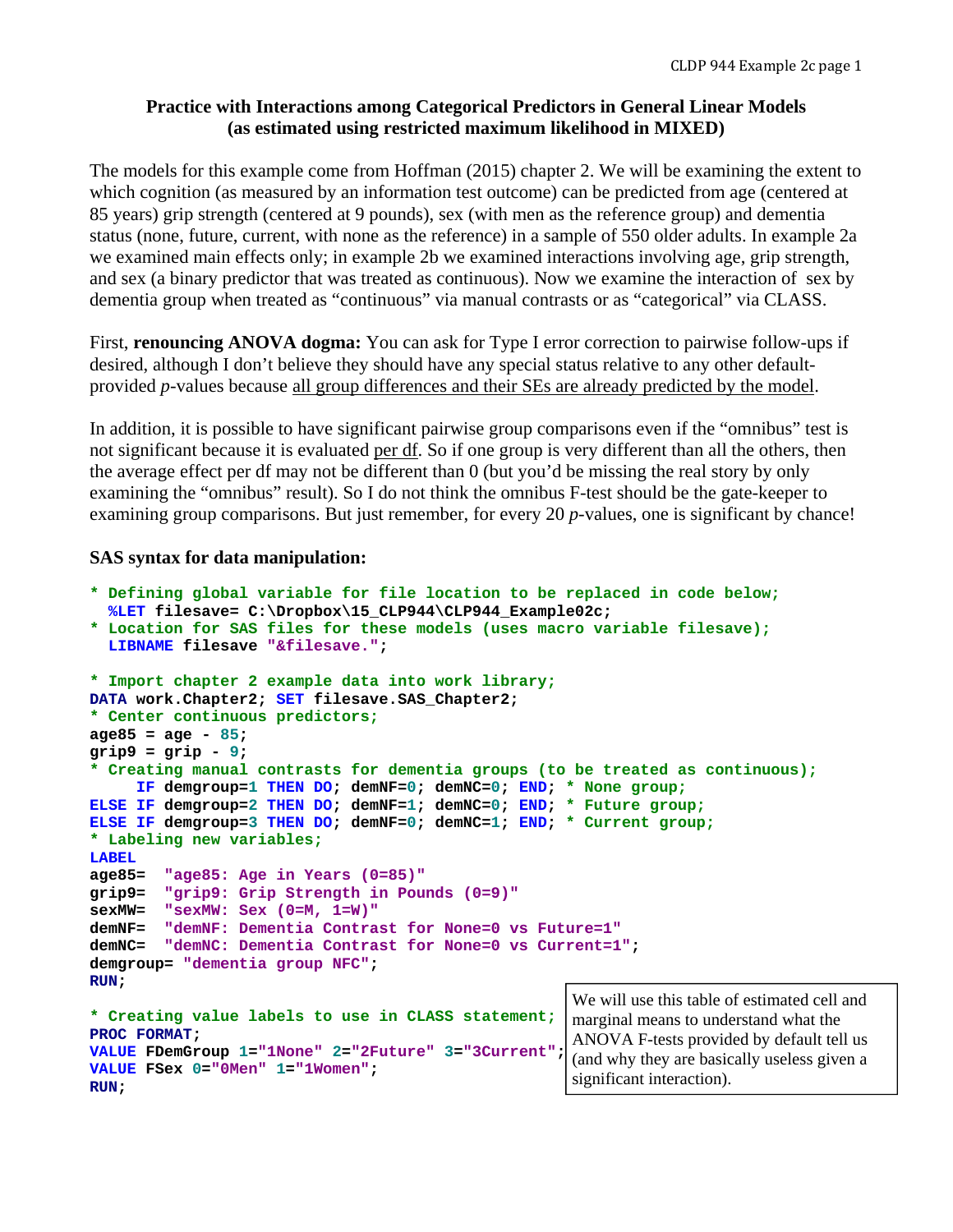**Practice with Interactions among Categorical Predictors in General Linear Models (as estimated using restricted maximum likelihood in MIXED)**

The models for this example come from Hoffman (2015) chapter 2. We will be examining the extent to which cognition (as measured by an information test outcome) can be predicted from age (centered at 85 years) grip strength (centered at 9 pounds), sex (with men as the reference group) and dementia status (none, future, current, with none as the reference) in a sample of 550 older adults. In example 2a we examined main effects only; in example 2b we examined interactions involving age, grip strength, and sex (a binary predictor that was treated as continuous). Now we examine the interaction of sex by dementia group when treated as "continuous" via manual contrasts or as "categorical" via CLASS.

First, **renouncing ANOVA dogma:** You can ask for Type I error correction to pairwise follow-ups if desired, although I don't believe they should have any special status relative to any other default-provided *p*-values because <u>all group differences and their SEs are already predicted by the model</u>.

In addition, it is possible to have significant pairwise group comparisons even if the "omnibus" test is not significant because it is evaluated <u>per df</u>. So if one group is very different than all the others, then the average effect per df may not be different than 0 (but you'd be missing the real story by only examining the "omnibus" result). So I do not think the omnibus F-test should be the gate-keeper to examining group comparisons. But just remember, for every 20 *p*-values, one is significant by chance!

### SAS syntax for data manipulation:

```
* Defining global variable for file location to be replaced in code below;
  %LET filesave= C:\Dropbox\15_CLP944\CLP944_Example02c;
* Location for SAS files for these models (uses macro variable filesave);
  LIBNAME filesave "&filesave.";

* Import chapter 2 example data into work library;
DATA work.Chapter2; SET filesave.SAS_Chapter2;
* Center continuous predictors;
age85 = age - 85;
grip9 = grip - 9;
* Creating manual contrasts for dementia groups (to be treated as continuous);
     IF demgroup=1 THEN DO; demNF=0; demNC=0; END; * None group;
ELSE IF demgroup=2 THEN DO; demNF=1; demNC=0; END; * Future group;
ELSE IF demgroup=3 THEN DO; demNF=0; demNC=1; END; * Current group;
* Labeling new variables;
LABEL
age85=  "age85: Age in Years (0=85)"
grip9=  "grip9: Grip Strength in Pounds (0=9)"
sexMW=  "sexMW: Sex (0=M, 1=W)"
demNF=  "demNF: Dementia Contrast for None=0 vs Future=1"
demNC=  "demNC: Dementia Contrast for None=0 vs Current=1";
demgroup= "dementia group NFC";
RUN;

* Creating value labels to use in CLASS statement;
PROC FORMAT;
VALUE FDemGroup 1="1None" 2="2Future" 3="3Current";
VALUE FSex 0="0Men" 1="1Women";
RUN;
```

We will use this table of estimated cell and marginal means to understand what the ANOVA F-tests provided by default tell us (and why they are basically useless given a significant interaction).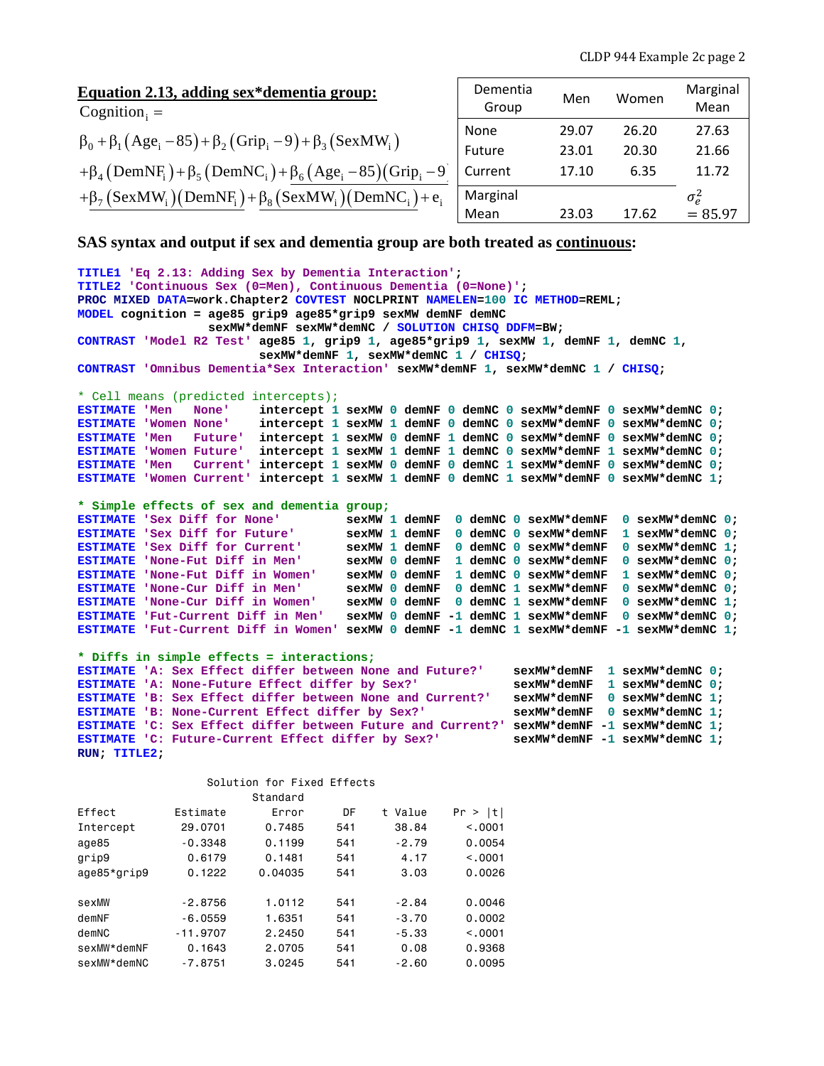## Equation 2.13, adding sex*dementia group:

$$\text{Cognition}_i =$$

$$\beta_0 + \beta_1(\text{Age}_i - 85) + \beta_2(\text{Grip}_i - 9) + \beta_3(\text{SexMW}_i)$$

$$+\beta_4(\text{DemNF}_i) + \beta_5(\text{DemNC}_i) + \beta_6(\text{Age}_i - 85)(\text{Grip}_i - 9)$$

$$+\beta_7(\text{SexMW}_i)(\text{DemNF}_i) + \beta_8(\text{SexMW}_i)(\text{DemNC}_i) + e_i$$

| Dementia Group | Men | Women | Marginal Mean |
|---|---|---|---|
| None | 29.07 | 26.20 | 27.63 |
| Future | 23.01 | 20.30 | 21.66 |
| Current | 17.10 | 6.35 | 11.72 |
| Marginal Mean | 23.03 | 17.62 | $\sigma_e^2 = 85.97$ |

## SAS syntax and output if sex and dementia group are both treated as continuous:

```
TITLE1 'Eq 2.13: Adding Sex by Dementia Interaction';
TITLE2 'Continuous Sex (0=Men), Continuous Dementia (0=None)';
PROC MIXED DATA=work.Chapter2 COVTEST NOCLPRINT NAMELEN=100 IC METHOD=REML;
MODEL cognition = age85 grip9 age85*grip9 sexMW demNF demNC
                  sexMW*demNF sexMW*demNC / SOLUTION CHISQ DDFM=BW;
CONTRAST 'Model R2 Test' age85 1, grip9 1, age85*grip9 1, sexMW 1, demNF 1, demNC 1,
                         sexMW*demNF 1, sexMW*demNC 1 / CHISQ;
CONTRAST 'Omnibus Dementia*Sex Interaction' sexMW*demNF 1, sexMW*demNC 1 / CHISQ;

* Cell means (predicted intercepts);
ESTIMATE 'Men   None'    intercept 1 sexMW 0 demNF 0 demNC 0 sexMW*demNF 0 sexMW*demNC 0;
ESTIMATE 'Women None'    intercept 1 sexMW 1 demNF 0 demNC 0 sexMW*demNF 0 sexMW*demNC 0;
ESTIMATE 'Men   Future'  intercept 1 sexMW 0 demNF 1 demNC 0 sexMW*demNF 0 sexMW*demNC 0;
ESTIMATE 'Women Future'  intercept 1 sexMW 1 demNF 1 demNC 0 sexMW*demNF 1 sexMW*demNC 0;
ESTIMATE 'Men   Current' intercept 1 sexMW 0 demNF 0 demNC 1 sexMW*demNF 0 sexMW*demNC 0;
ESTIMATE 'Women Current' intercept 1 sexMW 1 demNF 0 demNC 1 sexMW*demNF 0 sexMW*demNC 1;

* Simple effects of sex and dementia group;
ESTIMATE 'Sex Diff for None'         sexMW 1 demNF  0 demNC 0 sexMW*demNF  0 sexMW*demNC 0;
ESTIMATE 'Sex Diff for Future'       sexMW 1 demNF  0 demNC 0 sexMW*demNF  1 sexMW*demNC 0;
ESTIMATE 'Sex Diff for Current'      sexMW 1 demNF  0 demNC 0 sexMW*demNF  0 sexMW*demNC 1;
ESTIMATE 'None-Fut Diff in Men'      sexMW 0 demNF  1 demNC 0 sexMW*demNF  0 sexMW*demNC 0;
ESTIMATE 'None-Fut Diff in Women'    sexMW 0 demNF  1 demNC 0 sexMW*demNF  1 sexMW*demNC 0;
ESTIMATE 'None-Cur Diff in Men'      sexMW 0 demNF  0 demNC 1 sexMW*demNF  0 sexMW*demNC 0;
ESTIMATE 'None-Cur Diff in Women'    sexMW 0 demNF  0 demNC 1 sexMW*demNF  0 sexMW*demNC 1;
ESTIMATE 'Fut-Current Diff in Men'   sexMW 0 demNF -1 demNC 1 sexMW*demNF  0 sexMW*demNC 0;
ESTIMATE 'Fut-Current Diff in Women' sexMW 0 demNF -1 demNC 1 sexMW*demNF -1 sexMW*demNC 1;

* Diffs in simple effects = interactions;
ESTIMATE 'A: Sex Effect differ between None and Future?'    sexMW*demNF  1 sexMW*demNC 0;
ESTIMATE 'A: None-Future Effect differ by Sex?'             sexMW*demNF  1 sexMW*demNC 0;
ESTIMATE 'B: Sex Effect differ between None and Current?'   sexMW*demNF  0 sexMW*demNC 1;
ESTIMATE 'B: None-Current Effect differ by Sex?'            sexMW*demNF  0 sexMW*demNC 1;
ESTIMATE 'C: Sex Effect differ between Future and Current?' sexMW*demNF -1 sexMW*demNC 1;
ESTIMATE 'C: Future-Current Effect differ by Sex?'          sexMW*demNF -1 sexMW*demNC 1;
RUN; TITLE2;
```

```
                    Solution for Fixed Effects
                               Standard
Effect          Estimate          Error      DF    t Value    Pr > |t|
Intercept        29.0701         0.7485     541      38.84      <.0001
age85            -0.3348         0.1199     541      -2.79      0.0054
grip9             0.6179         0.1481     541       4.17      <.0001
age85*grip9       0.1222        0.04035     541       3.03      0.0026

sexMW            -2.8756         1.0112     541      -2.84      0.0046
demNF            -6.0559         1.6351     541      -3.70      0.0002
demNC           -11.9707         2.2450     541      -5.33      <.0001
sexMW*demNF       0.1643         2.0705     541       0.08      0.9368
sexMW*demNC      -7.8751         3.0245     541      -2.60      0.0095
```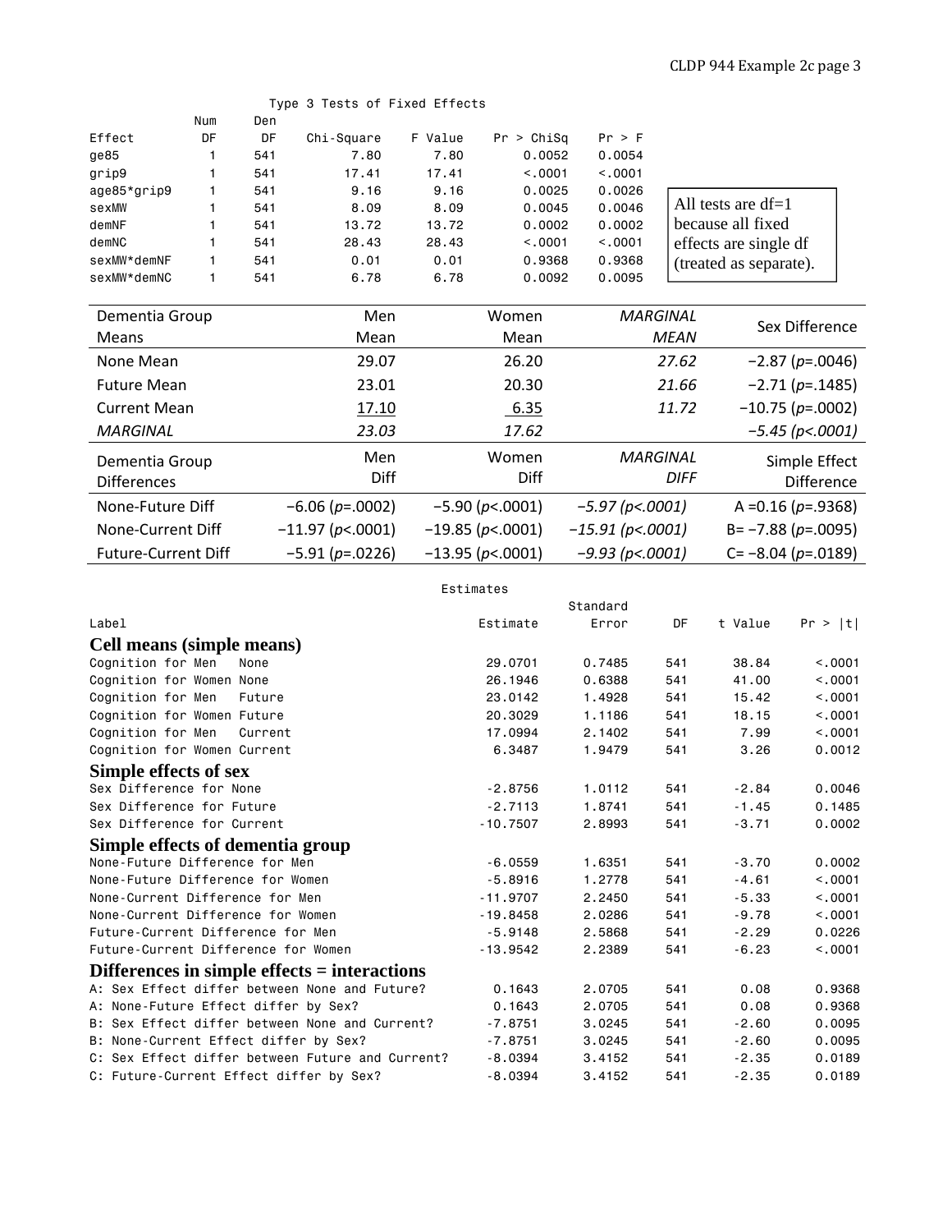Type 3 Tests of Fixed Effects

| Effect | Num DF | Den DF | Chi-Square | F Value | Pr > ChiSq | Pr > F |
|---|---|---|---|---|---|---|
| ge85 | 1 | 541 | 7.80 | 7.80 | 0.0052 | 0.0054 |
| grip9 | 1 | 541 | 17.41 | 17.41 | <.0001 | <.0001 |
| age85*grip9 | 1 | 541 | 9.16 | 9.16 | 0.0025 | 0.0026 |
| sexMW | 1 | 541 | 8.09 | 8.09 | 0.0045 | 0.0046 |
| demNF | 1 | 541 | 13.72 | 13.72 | 0.0002 | 0.0002 |
| demNC | 1 | 541 | 28.43 | 28.43 | <.0001 | <.0001 |
| sexMW*demNF | 1 | 541 | 0.01 | 0.01 | 0.9368 | 0.9368 |
| sexMW*demNC | 1 | 541 | 6.78 | 6.78 | 0.0092 | 0.0095 |

All tests are df=1 because all fixed effects are single df (treated as separate).

| Dementia Group Means | Men Mean | Women Mean | *MARGINAL MEAN* | Sex Difference |
|---|---|---|---|---|
| None Mean | 29.07 | 26.20 | *27.62* | −2.87 (*p*=.0046) |
| Future Mean | 23.01 | 20.30 | *21.66* | −2.71 (*p*=.1485) |
| Current Mean | 17.10 | 6.35 | *11.72* | −10.75 (*p*=.0002) |
| *MARGINAL* | *23.03* | *17.62* | | *−5.45 (p<.0001)* |

| Dementia Group Differences | Men Diff | Women Diff | *MARGINAL DIFF* | Simple Effect Difference |
|---|---|---|---|---|
| None-Future Diff | −6.06 (*p*=.0002) | −5.90 (*p*<.0001) | *−5.97 (p<.0001)* | A =0.16 (*p*=.9368) |
| None-Current Diff | −11.97 (*p*<.0001) | −19.85 (*p*<.0001) | *−15.91 (p<.0001)* | B= −7.88 (*p*=.0095) |
| Future-Current Diff | −5.91 (*p*=.0226) | −13.95 (*p*<.0001) | *−9.93 (p<.0001)* | C= −8.04 (*p*=.0189) |

Estimates

| Label | Estimate | Standard Error | DF | t Value | Pr > \|t\| |
|---|---|---|---|---|---|
| **Cell means (simple means)** | | | | | |
| Cognition for Men None | 29.0701 | 0.7485 | 541 | 38.84 | <.0001 |
| Cognition for Women None | 26.1946 | 0.6388 | 541 | 41.00 | <.0001 |
| Cognition for Men Future | 23.0142 | 1.4928 | 541 | 15.42 | <.0001 |
| Cognition for Women Future | 20.3029 | 1.1186 | 541 | 18.15 | <.0001 |
| Cognition for Men Current | 17.0994 | 2.1402 | 541 | 7.99 | <.0001 |
| Cognition for Women Current | 6.3487 | 1.9479 | 541 | 3.26 | 0.0012 |
| **Simple effects of sex** | | | | | |
| Sex Difference for None | -2.8756 | 1.0112 | 541 | -2.84 | 0.0046 |
| Sex Difference for Future | -2.7113 | 1.8741 | 541 | -1.45 | 0.1485 |
| Sex Difference for Current | -10.7507 | 2.8993 | 541 | -3.71 | 0.0002 |
| **Simple effects of dementia group** | | | | | |
| None-Future Difference for Men | -6.0559 | 1.6351 | 541 | -3.70 | 0.0002 |
| None-Future Difference for Women | -5.8916 | 1.2778 | 541 | -4.61 | <.0001 |
| None-Current Difference for Men | -11.9707 | 2.2450 | 541 | -5.33 | <.0001 |
| None-Current Difference for Women | -19.8458 | 2.0286 | 541 | -9.78 | <.0001 |
| Future-Current Difference for Men | -5.9148 | 2.5868 | 541 | -2.29 | 0.0226 |
| Future-Current Difference for Women | -13.9542 | 2.2389 | 541 | -6.23 | <.0001 |
| **Differences in simple effects = interactions** | | | | | |
| A: Sex Effect differ between None and Future? | 0.1643 | 2.0705 | 541 | 0.08 | 0.9368 |
| A: None-Future Effect differ by Sex? | 0.1643 | 2.0705 | 541 | 0.08 | 0.9368 |
| B: Sex Effect differ between None and Current? | -7.8751 | 3.0245 | 541 | -2.60 | 0.0095 |
| B: None-Current Effect differ by Sex? | -7.8751 | 3.0245 | 541 | -2.60 | 0.0095 |
| C: Sex Effect differ between Future and Current? | -8.0394 | 3.4152 | 541 | -2.35 | 0.0189 |
| C: Future-Current Effect differ by Sex? | -8.0394 | 3.4152 | 541 | -2.35 | 0.0189 |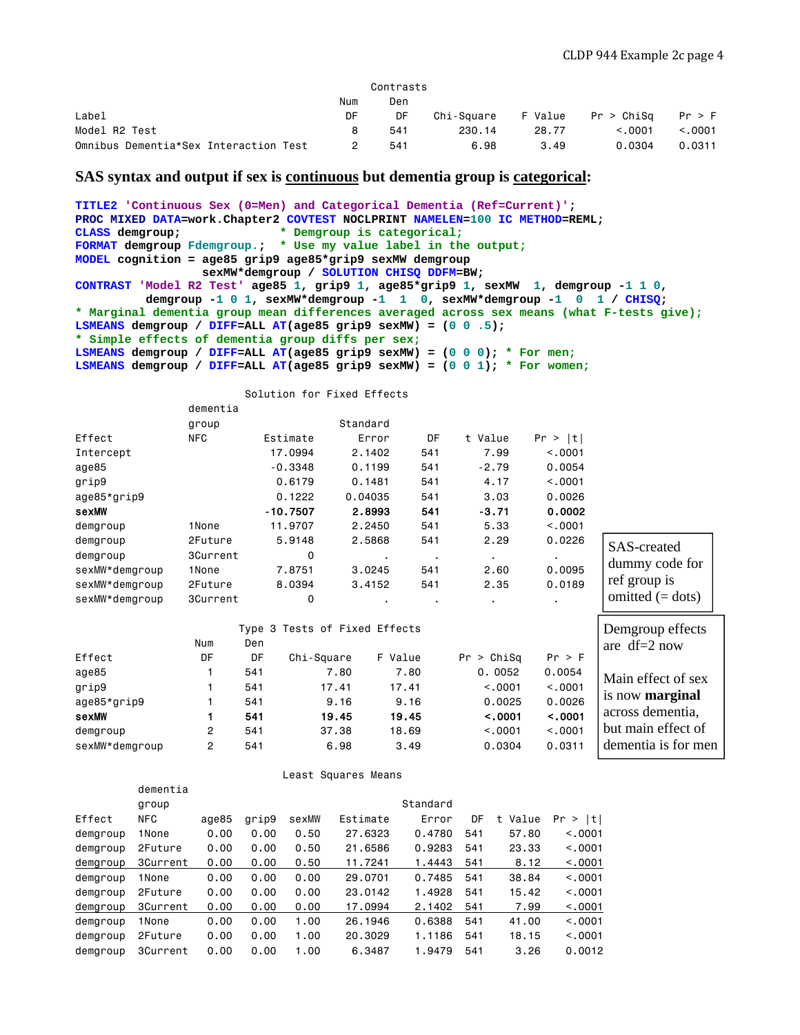Contrasts

| Label | Num DF | Den DF | Chi-Square | F Value | Pr > ChiSq | Pr > F |
|---|---|---|---|---|---|---|
| Model R2 Test | 8 | 541 | 230.14 | 28.77 | <.0001 | <.0001 |
| Omnibus Dementia*Sex Interaction Test | 2 | 541 | 6.98 | 3.49 | 0.0304 | 0.0311 |

## SAS syntax and output if sex is <u>continuous</u> but dementia group is <u>categorical</u>:

```
TITLE2 'Continuous Sex (0=Men) and Categorical Dementia (Ref=Current)';
PROC MIXED DATA=work.Chapter2 COVTEST NOCLPRINT NAMELEN=100 IC METHOD=REML;
CLASS demgroup;          * Demgroup is categorical;
FORMAT demgroup Fdemgroup.;  * Use my value label in the output;
MODEL cognition = age85 grip9 age85*grip9 sexMW demgroup
                  sexMW*demgroup / SOLUTION CHISQ DDFM=BW;
CONTRAST 'Model R2 Test' age85 1, grip9 1, age85*grip9 1, sexMW  1, demgroup -1 1 0,
         demgroup -1 0 1, sexMW*demgroup -1  1  0, sexMW*demgroup -1  0  1 / CHISQ;
* Marginal dementia group mean differences averaged across sex means (what F-tests give);
LSMEANS demgroup / DIFF=ALL AT(age85 grip9 sexMW) = (0 0 .5);
* Simple effects of dementia group diffs per sex;
LSMEANS demgroup / DIFF=ALL AT(age85 grip9 sexMW) = (0 0 0); * For men;
LSMEANS demgroup / DIFF=ALL AT(age85 grip9 sexMW) = (0 0 1); * For women;
```

Solution for Fixed Effects

| Effect | dementia group NFC | Estimate | Standard Error | DF | t Value | Pr > \|t\| |
|---|---|---|---|---|---|---|
| Intercept | | 17.0994 | 2.1402 | 541 | 7.99 | <.0001 |
| age85 | | -0.3348 | 0.1199 | 541 | -2.79 | 0.0054 |
| grip9 | | 0.6179 | 0.1481 | 541 | 4.17 | <.0001 |
| age85*grip9 | | 0.1222 | 0.04035 | 541 | 3.03 | 0.0026 |
| **sexMW** | | **-10.7507** | **2.8993** | **541** | **-3.71** | **0.0002** |
| demgroup | 1None | 11.9707 | 2.2450 | 541 | 5.33 | <.0001 |
| demgroup | 2Future | 5.9148 | 2.5868 | 541 | 2.29 | 0.0226 |
| demgroup | 3Current | 0 | . | . | . | . |
| sexMW*demgroup | 1None | 7.8751 | 3.0245 | 541 | 2.60 | 0.0095 |
| sexMW*demgroup | 2Future | 8.0394 | 3.4152 | 541 | 2.35 | 0.0189 |
| sexMW*demgroup | 3Current | 0 | . | . | . | . |

SAS-created dummy code for ref group is omitted (= dots)

Type 3 Tests of Fixed Effects

| Effect | Num DF | Den DF | Chi-Square | F Value | Pr > ChiSq | Pr > F |
|---|---|---|---|---|---|---|
| age85 | 1 | 541 | 7.80 | 7.80 | 0.0052 | 0.0054 |
| grip9 | 1 | 541 | 17.41 | 17.41 | <.0001 | <.0001 |
| age85*grip9 | 1 | 541 | 9.16 | 9.16 | 0.0025 | 0.0026 |
| **sexMW** | **1** | **541** | **19.45** | **19.45** | **<.0001** | **<.0001** |
| demgroup | 2 | 541 | 37.38 | 18.69 | <.0001 | <.0001 |
| sexMW*demgroup | 2 | 541 | 6.98 | 3.49 | 0.0304 | 0.0311 |

Demgroup effects are df=2 now

Main effect of sex is now **marginal** across dementia, but main effect of dementia is for men

Least Squares Means

| Effect | dementia group NFC | age85 | grip9 | sexMW | Estimate | Standard Error | DF | t Value | Pr > \|t\| |
|---|---|---|---|---|---|---|---|---|---|
| demgroup | 1None | 0.00 | 0.00 | 0.50 | 27.6323 | 0.4780 | 541 | 57.80 | <.0001 |
| demgroup | 2Future | 0.00 | 0.00 | 0.50 | 21.6586 | 0.9283 | 541 | 23.33 | <.0001 |
| demgroup | 3Current | 0.00 | 0.00 | 0.50 | 11.7241 | 1.4443 | 541 | 8.12 | <.0001 |
| demgroup | 1None | 0.00 | 0.00 | 0.00 | 29.0701 | 0.7485 | 541 | 38.84 | <.0001 |
| demgroup | 2Future | 0.00 | 0.00 | 0.00 | 23.0142 | 1.4928 | 541 | 15.42 | <.0001 |
| demgroup | 3Current | 0.00 | 0.00 | 0.00 | 17.0994 | 2.1402 | 541 | 7.99 | <.0001 |
| demgroup | 1None | 0.00 | 0.00 | 1.00 | 26.1946 | 0.6388 | 541 | 41.00 | <.0001 |
| demgroup | 2Future | 0.00 | 0.00 | 1.00 | 20.3029 | 1.1186 | 541 | 18.15 | <.0001 |
| demgroup | 3Current | 0.00 | 0.00 | 1.00 | 6.3487 | 1.9479 | 541 | 3.26 | 0.0012 |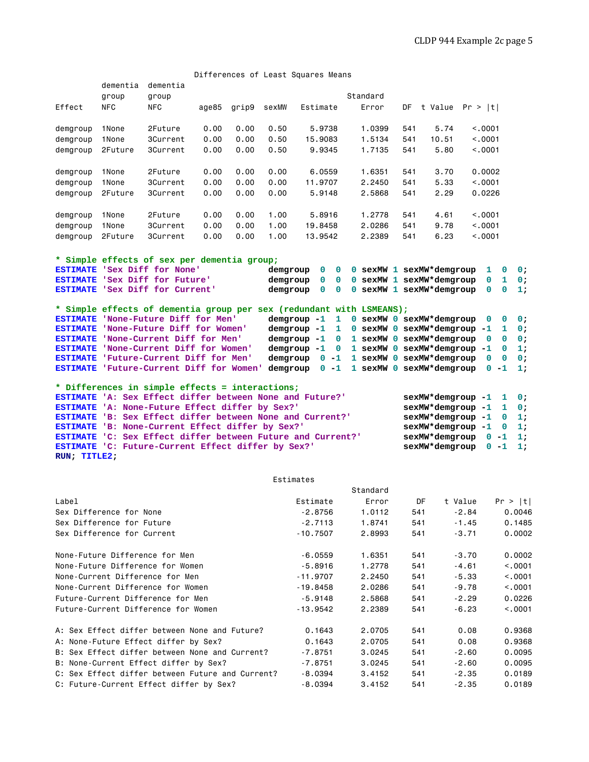Differences of Least Squares Means

| Effect | dementia group NFC | dementia group NFC | age85 | grip9 | sexMW | Estimate | Standard Error | DF | t Value | Pr > \|t\| |
|---|---|---|---|---|---|---|---|---|---|---|
| demgroup | 1None | 2Future | 0.00 | 0.00 | 0.50 | 5.9738 | 1.0399 | 541 | 5.74 | <.0001 |
| demgroup | 1None | 3Current | 0.00 | 0.00 | 0.50 | 15.9083 | 1.5134 | 541 | 10.51 | <.0001 |
| demgroup | 2Future | 3Current | 0.00 | 0.00 | 0.50 | 9.9345 | 1.7135 | 541 | 5.80 | <.0001 |
| demgroup | 1None | 2Future | 0.00 | 0.00 | 0.00 | 6.0559 | 1.6351 | 541 | 3.70 | 0.0002 |
| demgroup | 1None | 3Current | 0.00 | 0.00 | 0.00 | 11.9707 | 2.2450 | 541 | 5.33 | <.0001 |
| demgroup | 2Future | 3Current | 0.00 | 0.00 | 0.00 | 5.9148 | 2.5868 | 541 | 2.29 | 0.0226 |
| demgroup | 1None | 2Future | 0.00 | 0.00 | 1.00 | 5.8916 | 1.2778 | 541 | 4.61 | <.0001 |
| demgroup | 1None | 3Current | 0.00 | 0.00 | 1.00 | 19.8458 | 2.0286 | 541 | 9.78 | <.0001 |
| demgroup | 2Future | 3Current | 0.00 | 0.00 | 1.00 | 13.9542 | 2.2389 | 541 | 6.23 | <.0001 |

```
* Simple effects of sex per dementia group;
ESTIMATE 'Sex Diff for None'             demgroup  0  0  0 sexMW 1 sexMW*demgroup  1  0  0;
ESTIMATE 'Sex Diff for Future'           demgroup  0  0  0 sexMW 1 sexMW*demgroup  0  1  0;
ESTIMATE 'Sex Diff for Current'          demgroup  0  0  0 sexMW 1 sexMW*demgroup  0  0  1;

* Simple effects of dementia group per sex (redundant with LSMEANS);
ESTIMATE 'None-Future Diff for Men'      demgroup -1  1  0 sexMW 0 sexMW*demgroup  0  0  0;
ESTIMATE 'None-Future Diff for Women'    demgroup -1  1  0 sexMW 0 sexMW*demgroup -1  1  0;
ESTIMATE 'None-Current Diff for Men'     demgroup -1  0  1 sexMW 0 sexMW*demgroup  0  0  0;
ESTIMATE 'None-Current Diff for Women'   demgroup -1  0  1 sexMW 0 sexMW*demgroup -1  0  1;
ESTIMATE 'Future-Current Diff for Men'   demgroup  0 -1  1 sexMW 0 sexMW*demgroup  0  0  0;
ESTIMATE 'Future-Current Diff for Women' demgroup  0 -1  1 sexMW 0 sexMW*demgroup  0 -1  1;

* Differences in simple effects = interactions;
ESTIMATE 'A: Sex Effect differ between None and Future?'         sexMW*demgroup -1  1  0;
ESTIMATE 'A: None-Future Effect differ by Sex?'                  sexMW*demgroup -1  1  0;
ESTIMATE 'B: Sex Effect differ between None and Current?'        sexMW*demgroup -1  0  1;
ESTIMATE 'B: None-Current Effect differ by Sex?'                 sexMW*demgroup -1  0  1;
ESTIMATE 'C: Sex Effect differ between Future and Current?'      sexMW*demgroup  0 -1  1;
ESTIMATE 'C: Future-Current Effect differ by Sex?'               sexMW*demgroup  0 -1  1;
RUN; TITLE2;
```

Estimates

| Label | Estimate | Standard Error | DF | t Value | Pr > \|t\| |
|---|---|---|---|---|---|
| Sex Difference for None | -2.8756 | 1.0112 | 541 | -2.84 | 0.0046 |
| Sex Difference for Future | -2.7113 | 1.8741 | 541 | -1.45 | 0.1485 |
| Sex Difference for Current | -10.7507 | 2.8993 | 541 | -3.71 | 0.0002 |
| None-Future Difference for Men | -6.0559 | 1.6351 | 541 | -3.70 | 0.0002 |
| None-Future Difference for Women | -5.8916 | 1.2778 | 541 | -4.61 | <.0001 |
| None-Current Difference for Men | -11.9707 | 2.2450 | 541 | -5.33 | <.0001 |
| None-Current Difference for Women | -19.8458 | 2.0286 | 541 | -9.78 | <.0001 |
| Future-Current Difference for Men | -5.9148 | 2.5868 | 541 | -2.29 | 0.0226 |
| Future-Current Difference for Women | -13.9542 | 2.2389 | 541 | -6.23 | <.0001 |
| A: Sex Effect differ between None and Future? | 0.1643 | 2.0705 | 541 | 0.08 | 0.9368 |
| A: None-Future Effect differ by Sex? | 0.1643 | 2.0705 | 541 | 0.08 | 0.9368 |
| B: Sex Effect differ between None and Current? | -7.8751 | 3.0245 | 541 | -2.60 | 0.0095 |
| B: None-Current Effect differ by Sex? | -7.8751 | 3.0245 | 541 | -2.60 | 0.0095 |
| C: Sex Effect differ between Future and Current? | -8.0394 | 3.4152 | 541 | -2.35 | 0.0189 |
| C: Future-Current Effect differ by Sex? | -8.0394 | 3.4152 | 541 | -2.35 | 0.0189 |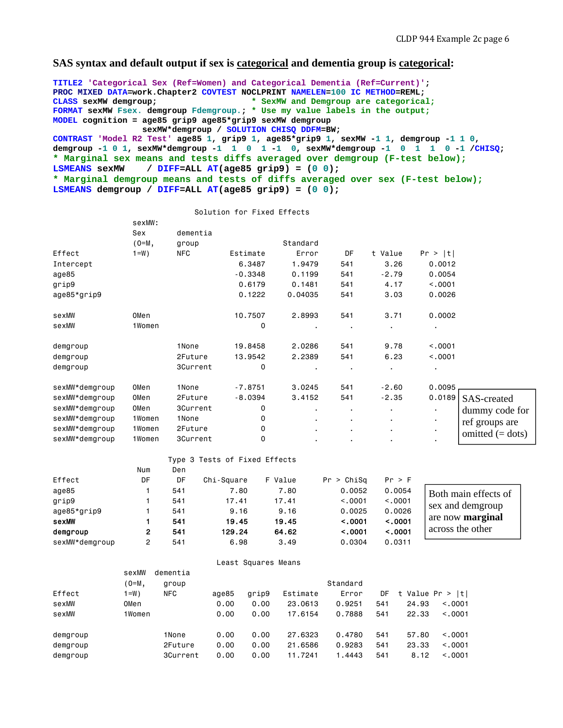## SAS syntax and default output if sex is <u>categorical</u> and dementia group is <u>categorical</u>:

```
TITLE2 'Categorical Sex (Ref=Women) and Categorical Dementia (Ref=Current)';
PROC MIXED DATA=work.Chapter2 COVTEST NOCLPRINT NAMELEN=100 IC METHOD=REML;
CLASS sexMW demgroup;              * SexMW and Demgroup are categorical;
FORMAT sexMW Fsex. demgroup Fdemgroup.; * Use my value labels in the output;
MODEL cognition = age85 grip9 age85*grip9 sexMW demgroup
                  sexMW*demgroup / SOLUTION CHISQ DDFM=BW;
CONTRAST 'Model R2 Test' age85 1, grip9 1, age85*grip9 1, sexMW -1 1, demgroup -1 1 0,
demgroup -1 0 1, sexMW*demgroup -1  1  0  1 -1  0, sexMW*demgroup -1  0  1  1  0 -1 /CHISQ;
* Marginal sex means and tests diffs averaged over demgroup (F-test below);
LSMEANS sexMW    / DIFF=ALL AT(age85 grip9) = (0 0);
* Marginal demgroup means and tests of diffs averaged over sex (F-test below);
LSMEANS demgroup / DIFF=ALL AT(age85 grip9) = (0 0);
```

Solution for Fixed Effects

| Effect | sexMW: Sex (0=M, 1=W) | dementia group NFC | Estimate | Standard Error | DF | t Value | Pr > \|t\| |
|---|---|---|---|---|---|---|---|
| Intercept | | | 6.3487 | 1.9479 | 541 | 3.26 | 0.0012 |
| age85 | | | -0.3348 | 0.1199 | 541 | -2.79 | 0.0054 |
| grip9 | | | 0.6179 | 0.1481 | 541 | 4.17 | <.0001 |
| age85*grip9 | | | 0.1222 | 0.04035 | 541 | 3.03 | 0.0026 |
| sexMW | 0Men | | 10.7507 | 2.8993 | 541 | 3.71 | 0.0002 |
| sexMW | 1Women | | 0 | . | . | . | . |
| demgroup | | 1None | 19.8458 | 2.0286 | 541 | 9.78 | <.0001 |
| demgroup | | 2Future | 13.9542 | 2.2389 | 541 | 6.23 | <.0001 |
| demgroup | | 3Current | 0 | . | . | . | . |
| sexMW*demgroup | 0Men | 1None | -7.8751 | 3.0245 | 541 | -2.60 | 0.0095 |
| sexMW*demgroup | 0Men | 2Future | -8.0394 | 3.4152 | 541 | -2.35 | 0.0189 |
| sexMW*demgroup | 0Men | 3Current | 0 | . | . | . | . |
| sexMW*demgroup | 1Women | 1None | 0 | . | . | . | . |
| sexMW*demgroup | 1Women | 2Future | 0 | . | . | . | . |
| sexMW*demgroup | 1Women | 3Current | 0 | . | . | . | . |

SAS-created dummy code for ref groups are omitted (= dots)

Type 3 Tests of Fixed Effects

| Effect | Num DF | Den DF | Chi-Square | F Value | Pr > ChiSq | Pr > F |
|---|---|---|---|---|---|---|
| age85 | 1 | 541 | 7.80 | 7.80 | 0.0052 | 0.0054 |
| grip9 | 1 | 541 | 17.41 | 17.41 | <.0001 | <.0001 |
| age85*grip9 | 1 | 541 | 9.16 | 9.16 | 0.0025 | 0.0026 |
| **sexMW** | **1** | **541** | **19.45** | **19.45** | **<.0001** | **<.0001** |
| **demgroup** | **2** | **541** | **129.24** | **64.62** | **<.0001** | **<.0001** |
| sexMW*demgroup | 2 | 541 | 6.98 | 3.49 | 0.0304 | 0.0311 |

Both main effects of sex and demgroup are now **marginal** across the other

Least Squares Means

| Effect | sexMW (0=M, 1=W) | dementia group NFC | age85 | grip9 | Estimate | Standard Error | DF | t Value | Pr > \|t\| |
|---|---|---|---|---|---|---|---|---|---|
| sexMW | 0Men | | 0.00 | 0.00 | 23.0613 | 0.9251 | 541 | 24.93 | <.0001 |
| sexMW | 1Women | | 0.00 | 0.00 | 17.6154 | 0.7888 | 541 | 22.33 | <.0001 |
| demgroup | | 1None | 0.00 | 0.00 | 27.6323 | 0.4780 | 541 | 57.80 | <.0001 |
| demgroup | | 2Future | 0.00 | 0.00 | 21.6586 | 0.9283 | 541 | 23.33 | <.0001 |
| demgroup | | 3Current | 0.00 | 0.00 | 11.7241 | 1.4443 | 541 | 8.12 | <.0001 |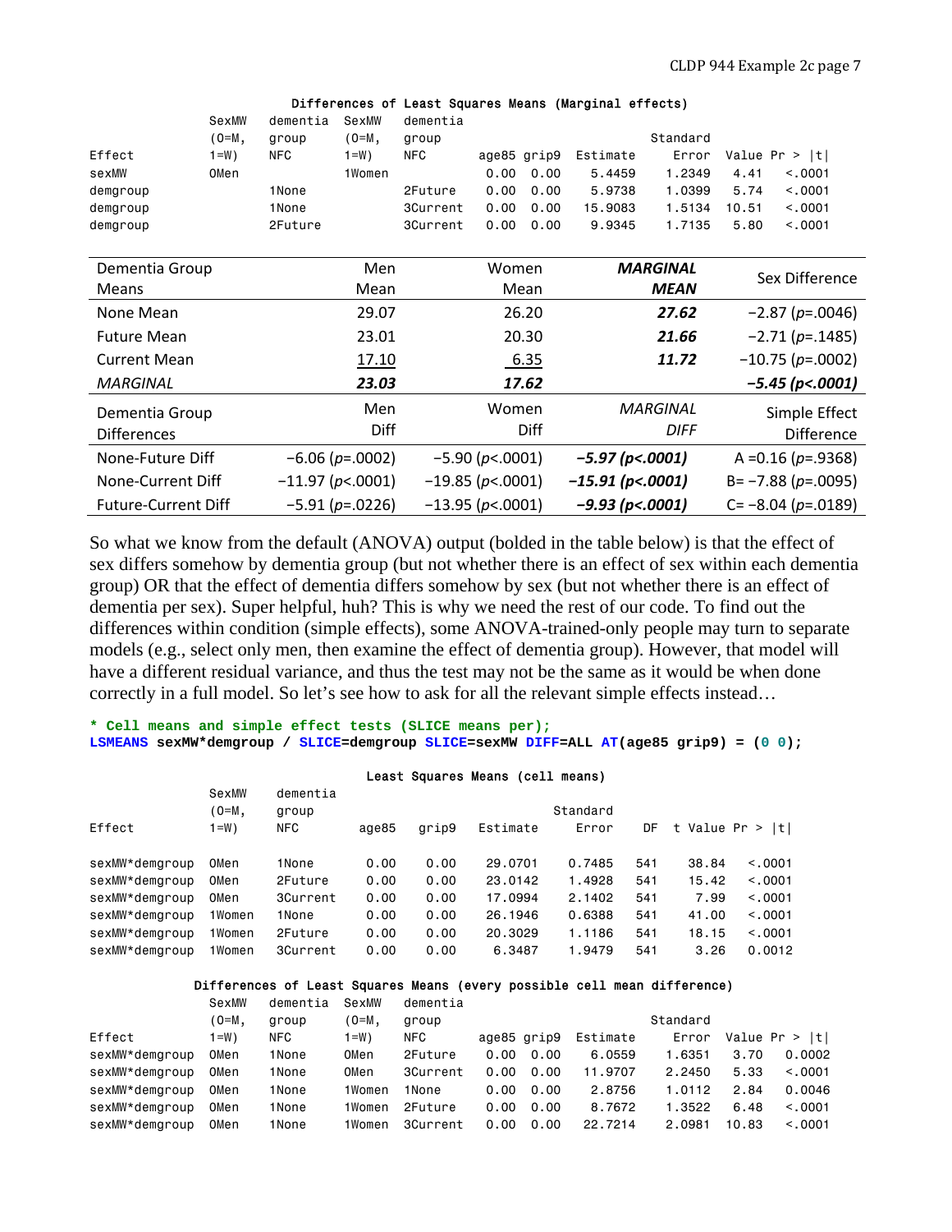**Differences of Least Squares Means (Marginal effects)**

| Effect | SexMW (0=M, 1=W) | dementia group NFC | SexMW (0=M, 1=W) | dementia group NFC | age85 | grip9 | Estimate | Standard Error | t Value | Pr > \|t\| |
|---|---|---|---|---|---|---|---|---|---|---|
| sexMW | 0Men | | 1Women | | 0.00 | 0.00 | 5.4459 | 1.2349 | 4.41 | <.0001 |
| demgroup | | 1None | | 2Future | 0.00 | 0.00 | 5.9738 | 1.0399 | 5.74 | <.0001 |
| demgroup | | 1None | | 3Current | 0.00 | 0.00 | 15.9083 | 1.5134 | 10.51 | <.0001 |
| demgroup | | 2Future | | 3Current | 0.00 | 0.00 | 9.9345 | 1.7135 | 5.80 | <.0001 |

| Dementia Group Means | Men Mean | Women Mean | ***MARGINAL MEAN*** | Sex Difference |
|---|---|---|---|---|
| None Mean | 29.07 | 26.20 | ***27.62*** | −2.87 (*p*=.0046) |
| Future Mean | 23.01 | 20.30 | ***21.66*** | −2.71 (*p*=.1485) |
| Current Mean | <u>17.10</u> | <u>6.35</u> | ***11.72*** | −10.75 (*p*=.0002) |
| *MARGINAL* | ***23.03*** | ***17.62*** | | ***−5.45 (p<.0001)*** |
| **Dementia Group Differences** | **Men Diff** | **Women Diff** | ***MARGINAL DIFF*** | **Simple Effect Difference** |
| None-Future Diff | −6.06 (*p*=.0002) | −5.90 (*p*<.0001) | ***−5.97 (p<.0001)*** | A =0.16 (*p*=.9368) |
| None-Current Diff | −11.97 (*p*<.0001) | −19.85 (*p*<.0001) | ***−15.91 (p<.0001)*** | B= −7.88 (*p*=.0095) |
| Future-Current Diff | −5.91 (*p*=.0226) | −13.95 (*p*<.0001) | ***−9.93 (p<.0001)*** | C= −8.04 (*p*=.0189) |

So what we know from the default (ANOVA) output (bolded in the table below) is that the effect of sex differs somehow by dementia group (but not whether there is an effect of sex within each dementia group) OR that the effect of dementia differs somehow by sex (but not whether there is an effect of dementia per sex). Super helpful, huh? This is why we need the rest of our code. To find out the differences within condition (simple effects), some ANOVA-trained-only people may turn to separate models (e.g., select only men, then examine the effect of dementia group). However, that model will have a different residual variance, and thus the test may not be the same as it would be when done correctly in a full model. So let's see how to ask for all the relevant simple effects instead…

```
* Cell means and simple effect tests (SLICE means per);
LSMEANS sexMW*demgroup / SLICE=demgroup SLICE=sexMW DIFF=ALL AT(age85 grip9) = (0 0);
```

**Least Squares Means (cell means)**

| Effect | SexMW (0=M, 1=W) | dementia group NFC | age85 | grip9 | Estimate | Standard Error | DF | t Value | Pr > \|t\| |
|---|---|---|---|---|---|---|---|---|---|
| sexMW*demgroup | 0Men | 1None | 0.00 | 0.00 | 29.0701 | 0.7485 | 541 | 38.84 | <.0001 |
| sexMW*demgroup | 0Men | 2Future | 0.00 | 0.00 | 23.0142 | 1.4928 | 541 | 15.42 | <.0001 |
| sexMW*demgroup | 0Men | 3Current | 0.00 | 0.00 | 17.0994 | 2.1402 | 541 | 7.99 | <.0001 |
| sexMW*demgroup | 1Women | 1None | 0.00 | 0.00 | 26.1946 | 0.6388 | 541 | 41.00 | <.0001 |
| sexMW*demgroup | 1Women | 2Future | 0.00 | 0.00 | 20.3029 | 1.1186 | 541 | 18.15 | <.0001 |
| sexMW*demgroup | 1Women | 3Current | 0.00 | 0.00 | 6.3487 | 1.9479 | 541 | 3.26 | 0.0012 |

**Differences of Least Squares Means (every possible cell mean difference)**

| Effect | SexMW (0=M, 1=W) | dementia group NFC | SexMW (0=M, 1=W) | dementia group NFC | age85 | grip9 | Estimate | Standard Error | t Value | Pr > \|t\| |
|---|---|---|---|---|---|---|---|---|---|---|
| sexMW*demgroup | 0Men | 1None | 0Men | 2Future | 0.00 | 0.00 | 6.0559 | 1.6351 | 3.70 | 0.0002 |
| sexMW*demgroup | 0Men | 1None | 0Men | 3Current | 0.00 | 0.00 | 11.9707 | 2.2450 | 5.33 | <.0001 |
| sexMW*demgroup | 0Men | 1None | 1Women | 1None | 0.00 | 0.00 | 2.8756 | 1.0112 | 2.84 | 0.0046 |
| sexMW*demgroup | 0Men | 1None | 1Women | 2Future | 0.00 | 0.00 | 8.7672 | 1.3522 | 6.48 | <.0001 |
| sexMW*demgroup | 0Men | 1None | 1Women | 3Current | 0.00 | 0.00 | 22.7214 | 2.0981 | 10.83 | <.0001 |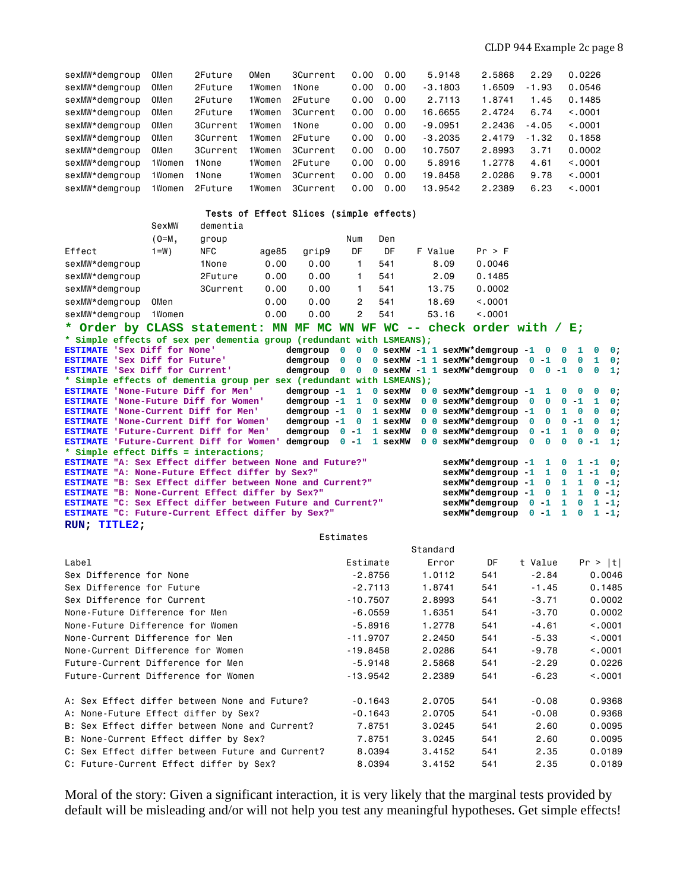| | | | | | | | | | | |
|---|---|---|---|---|---|---|---|---|---|---|
| sexMW*demgroup | 0Men | 2Future | 0Men | 3Current | 0.00 | 0.00 | 5.9148 | 2.5868 | 2.29 | 0.0226 |
| sexMW*demgroup | 0Men | 2Future | 1Women | 1None | 0.00 | 0.00 | -3.1803 | 1.6509 | -1.93 | 0.0546 |
| sexMW*demgroup | 0Men | 2Future | 1Women | 2Future | 0.00 | 0.00 | 2.7113 | 1.8741 | 1.45 | 0.1485 |
| sexMW*demgroup | 0Men | 2Future | 1Women | 3Current | 0.00 | 0.00 | 16.6655 | 2.4724 | 6.74 | <.0001 |
| sexMW*demgroup | 0Men | 3Current | 1Women | 1None | 0.00 | 0.00 | -9.0951 | 2.2436 | -4.05 | <.0001 |
| sexMW*demgroup | 0Men | 3Current | 1Women | 2Future | 0.00 | 0.00 | -3.2035 | 2.4179 | -1.32 | 0.1858 |
| sexMW*demgroup | 0Men | 3Current | 1Women | 3Current | 0.00 | 0.00 | 10.7507 | 2.8993 | 3.71 | 0.0002 |
| sexMW*demgroup | 1Women | 1None | 1Women | 2Future | 0.00 | 0.00 | 5.8916 | 1.2778 | 4.61 | <.0001 |
| sexMW*demgroup | 1Women | 1None | 1Women | 3Current | 0.00 | 0.00 | 19.8458 | 2.0286 | 9.78 | <.0001 |
| sexMW*demgroup | 1Women | 2Future | 1Women | 3Current | 0.00 | 0.00 | 13.9542 | 2.2389 | 6.23 | <.0001 |

Tests of Effect Slices (simple effects)

| Effect | SexMW (0=M, 1=W) | dementia group NFC | age85 | grip9 | Num DF | Den DF | F Value | Pr > F |
|---|---|---|---|---|---|---|---|---|
| sexMW*demgroup | | 1None | 0.00 | 0.00 | 1 | 541 | 8.09 | 0.0046 |
| sexMW*demgroup | | 2Future | 0.00 | 0.00 | 1 | 541 | 2.09 | 0.1485 |
| sexMW*demgroup | | 3Current | 0.00 | 0.00 | 1 | 541 | 13.75 | 0.0002 |
| sexMW*demgroup | 0Men | | 0.00 | 0.00 | 2 | 541 | 18.69 | <.0001 |
| sexMW*demgroup | 1Women | | 0.00 | 0.00 | 2 | 541 | 53.16 | <.0001 |

```
* Order by CLASS statement: MN MF MC WN WF WC -- check order with / E;
* Simple effects of sex per dementia group (redundant with LSMEANS);
ESTIMATE 'Sex Diff for None'            demgroup  0  0  0 sexMW -1 1 sexMW*demgroup -1  0  0  1  0  0;
ESTIMATE 'Sex Diff for Future'          demgroup  0  0  0 sexMW -1 1 sexMW*demgroup  0 -1  0  0  1  0;
ESTIMATE 'Sex Diff for Current'         demgroup  0  0  0 sexMW -1 1 sexMW*demgroup  0  0 -1  0  0  1;
* Simple effects of dementia group per sex (redundant with LSMEANS);
ESTIMATE 'None-Future Diff for Men'     demgroup -1  1  0 sexMW  0 0 sexMW*demgroup -1  1  0  0  0  0;
ESTIMATE 'None-Future Diff for Women'   demgroup -1  1  0 sexMW  0 0 sexMW*demgroup  0  0  0 -1  1  0;
ESTIMATE 'None-Current Diff for Men'    demgroup -1  0  1 sexMW  0 0 sexMW*demgroup -1  0  1  0  0  0;
ESTIMATE 'None-Current Diff for Women'  demgroup -1  0  1 sexMW  0 0 sexMW*demgroup  0  0  0 -1  0  1;
ESTIMATE 'Future-Current Diff for Men'  demgroup  0 -1  1 sexMW  0 0 sexMW*demgroup  0 -1  1  0  0  0;
ESTIMATE 'Future-Current Diff for Women' demgroup  0 -1  1 sexMW  0 0 sexMW*demgroup  0  0  0  0 -1  1;
* Simple effect Diffs = interactions;
ESTIMATE "A: Sex Effect differ between None and Future?"       sexMW*demgroup -1  1  0  1 -1  0;
ESTIMATE "A: None-Future Effect differ by Sex?"                sexMW*demgroup -1  1  0  1 -1  0;
ESTIMATE "B: Sex Effect differ between None and Current?"      sexMW*demgroup -1  0  1  1  0 -1;
ESTIMATE "B: None-Current Effect differ by Sex?"               sexMW*demgroup -1  0  1  1  0 -1;
ESTIMATE "C: Sex Effect differ between Future and Current?"    sexMW*demgroup  0 -1  1  0  1 -1;
ESTIMATE "C: Future-Current Effect differ by Sex?"             sexMW*demgroup  0 -1  1  0  1 -1;
RUN; TITLE2;
```

Estimates

| Label | Estimate | Standard Error | DF | t Value | Pr > \|t\| |
|---|---|---|---|---|---|
| Sex Difference for None | -2.8756 | 1.0112 | 541 | -2.84 | 0.0046 |
| Sex Difference for Future | -2.7113 | 1.8741 | 541 | -1.45 | 0.1485 |
| Sex Difference for Current | -10.7507 | 2.8993 | 541 | -3.71 | 0.0002 |
| None-Future Difference for Men | -6.0559 | 1.6351 | 541 | -3.70 | 0.0002 |
| None-Future Difference for Women | -5.8916 | 1.2778 | 541 | -4.61 | <.0001 |
| None-Current Difference for Men | -11.9707 | 2.2450 | 541 | -5.33 | <.0001 |
| None-Current Difference for Women | -19.8458 | 2.0286 | 541 | -9.78 | <.0001 |
| Future-Current Difference for Men | -5.9148 | 2.5868 | 541 | -2.29 | 0.0226 |
| Future-Current Difference for Women | -13.9542 | 2.2389 | 541 | -6.23 | <.0001 |
| A: Sex Effect differ between None and Future? | -0.1643 | 2.0705 | 541 | -0.08 | 0.9368 |
| A: None-Future Effect differ by Sex? | -0.1643 | 2.0705 | 541 | -0.08 | 0.9368 |
| B: Sex Effect differ between None and Current? | 7.8751 | 3.0245 | 541 | 2.60 | 0.0095 |
| B: None-Current Effect differ by Sex? | 7.8751 | 3.0245 | 541 | 2.60 | 0.0095 |
| C: Sex Effect differ between Future and Current? | 8.0394 | 3.4152 | 541 | 2.35 | 0.0189 |
| C: Future-Current Effect differ by Sex? | 8.0394 | 3.4152 | 541 | 2.35 | 0.0189 |

Moral of the story: Given a significant interaction, it is very likely that the marginal tests provided by default will be misleading and/or will not help you test any meaningful hypotheses. Get simple effects!